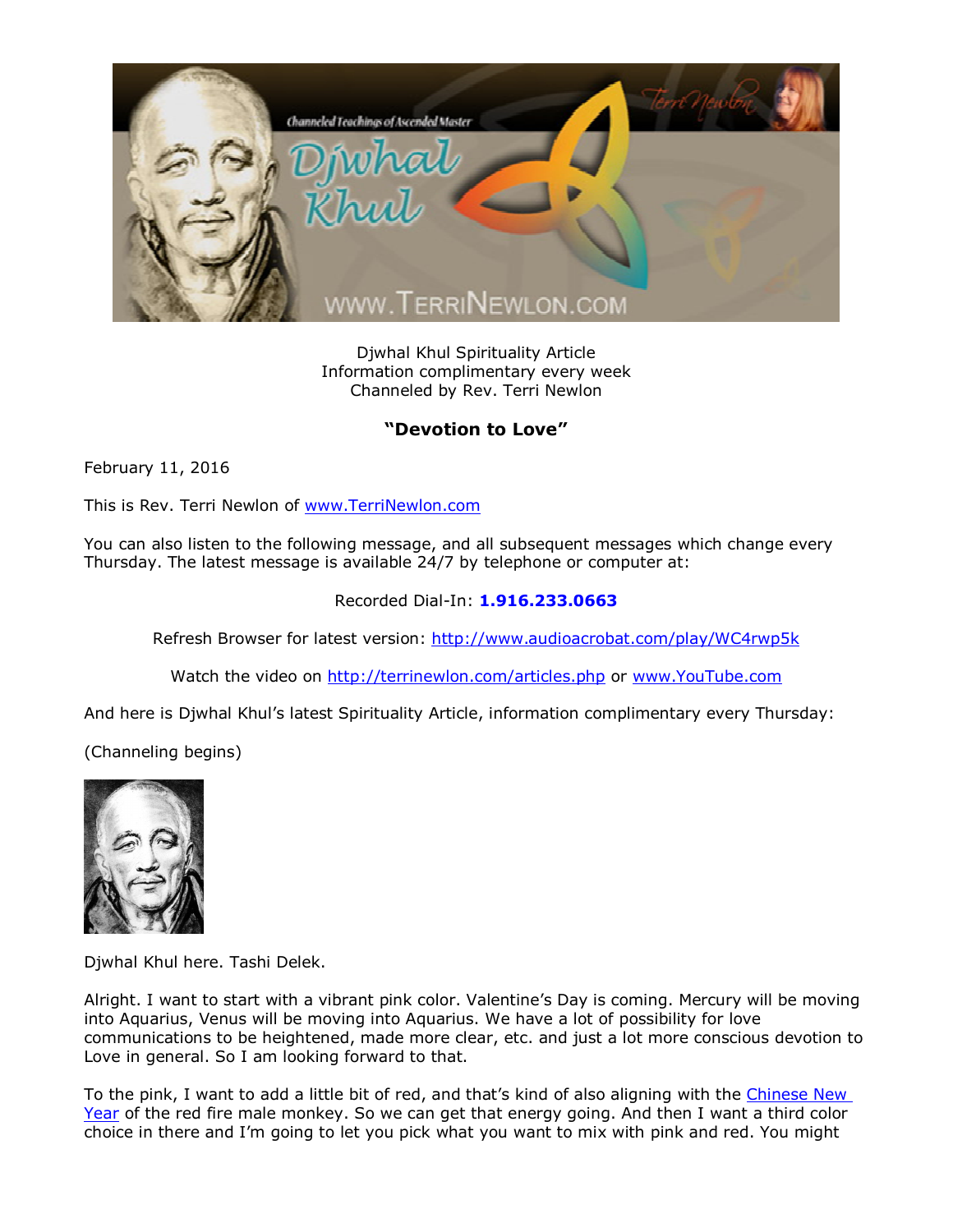Djwhal Khul Spirituality Article
Information complimentary every week
Channeled by Rev. Terri Newlon

## "Devotion to Love"

February 11, 2016

This is Rev. Terri Newlon of www.TerriNewlon.com

You can also listen to the following message, and all subsequent messages which change every Thursday. The latest message is available 24/7 by telephone or computer at:

Recorded Dial-In: **1.916.233.0663**

Refresh Browser for latest version: http://www.audioacrobat.com/play/WC4rwp5k

Watch the video on http://terrinewlon.com/articles.php or www.YouTube.com

And here is Djwhal Khul's latest Spirituality Article, information complimentary every Thursday:

(Channeling begins)

Djwhal Khul here. Tashi Delek.

Alright. I want to start with a vibrant pink color. Valentine's Day is coming. Mercury will be moving into Aquarius, Venus will be moving into Aquarius. We have a lot of possibility for love communications to be heightened, made more clear, etc. and just a lot more conscious devotion to Love in general. So I am looking forward to that.

To the pink, I want to add a little bit of red, and that's kind of also aligning with the Chinese New Year of the red fire male monkey. So we can get that energy going. And then I want a third color choice in there and I'm going to let you pick what you want to mix with pink and red. You might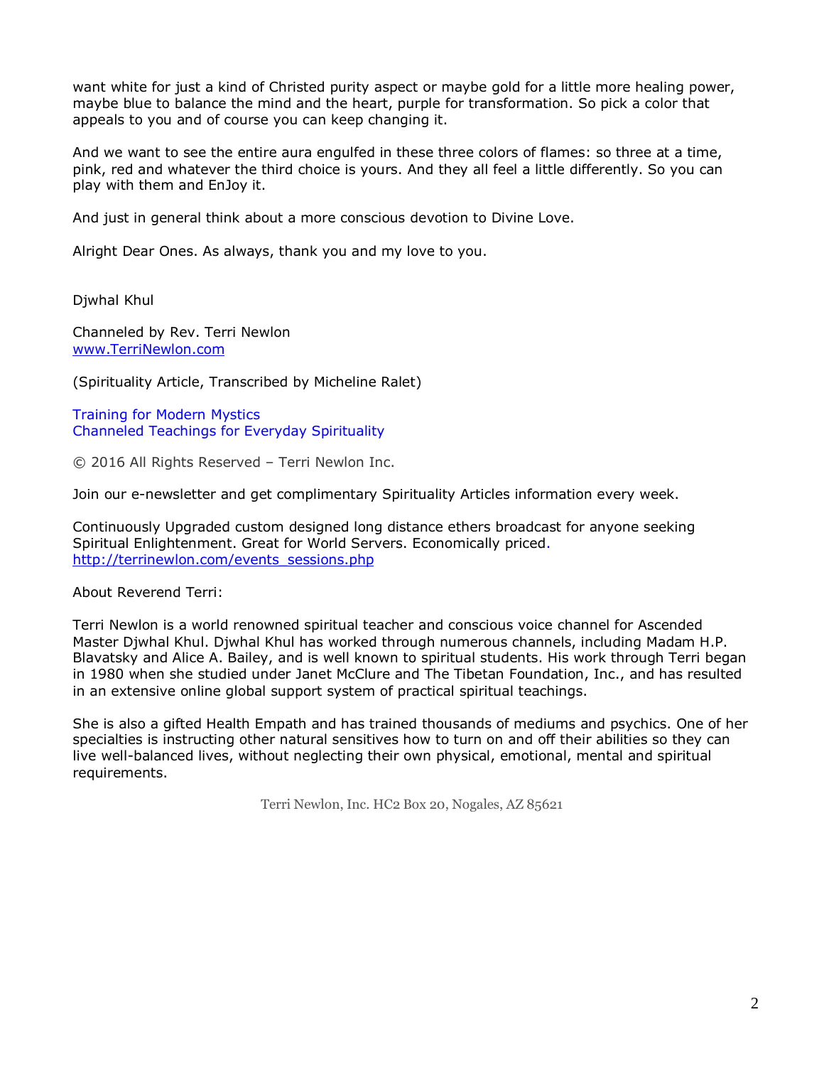want white for just a kind of Christed purity aspect or maybe gold for a little more healing power, maybe blue to balance the mind and the heart, purple for transformation. So pick a color that appeals to you and of course you can keep changing it.

And we want to see the entire aura engulfed in these three colors of flames: so three at a time, pink, red and whatever the third choice is yours. And they all feel a little differently. So you can play with them and EnJoy it.

And just in general think about a more conscious devotion to Divine Love.

Alright Dear Ones. As always, thank you and my love to you.

Djwhal Khul

Channeled by Rev. Terri Newlon
www.TerriNewlon.com

(Spirituality Article, Transcribed by Micheline Ralet)

Training for Modern Mystics
Channeled Teachings for Everyday Spirituality

© 2016 All Rights Reserved – Terri Newlon Inc.

Join our e-newsletter and get complimentary Spirituality Articles information every week.

Continuously Upgraded custom designed long distance ethers broadcast for anyone seeking Spiritual Enlightenment. Great for World Servers. Economically priced.
http://terrinewlon.com/events_sessions.php

About Reverend Terri:

Terri Newlon is a world renowned spiritual teacher and conscious voice channel for Ascended Master Djwhal Khul. Djwhal Khul has worked through numerous channels, including Madam H.P. Blavatsky and Alice A. Bailey, and is well known to spiritual students. His work through Terri began in 1980 when she studied under Janet McClure and The Tibetan Foundation, Inc., and has resulted in an extensive online global support system of practical spiritual teachings.

She is also a gifted Health Empath and has trained thousands of mediums and psychics. One of her specialties is instructing other natural sensitives how to turn on and off their abilities so they can live well-balanced lives, without neglecting their own physical, emotional, mental and spiritual requirements.

Terri Newlon, Inc. HC2 Box 20, Nogales, AZ 85621